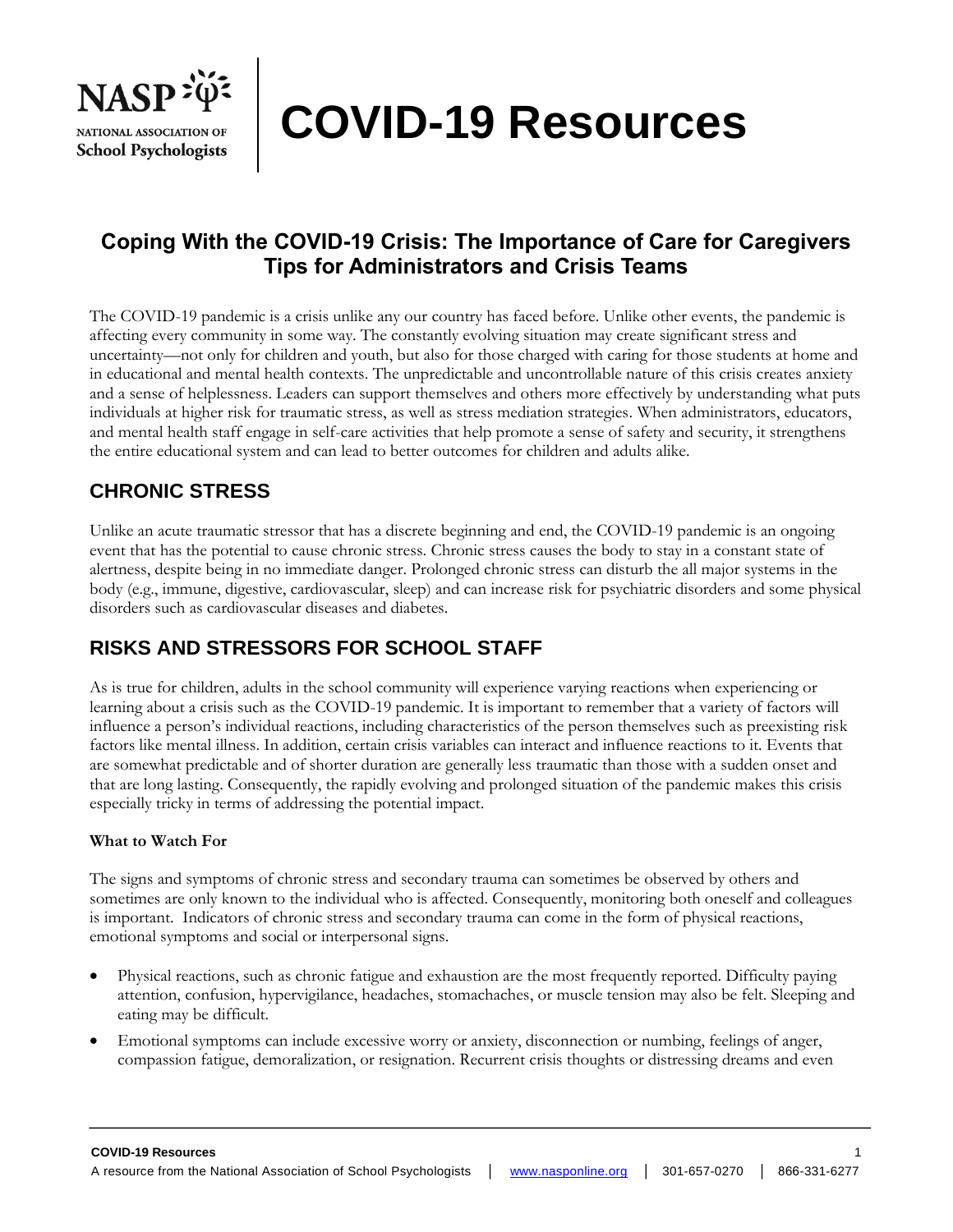# COVID-19 Resources

NASP — National Association of School Psychologists

## Coping With the COVID-19 Crisis: The Importance of Care for Caregivers Tips for Administrators and Crisis Teams

The COVID-19 pandemic is a crisis unlike any our country has faced before. Unlike other events, the pandemic is affecting every community in some way. The constantly evolving situation may create significant stress and uncertainty—not only for children and youth, but also for those charged with caring for those students at home and in educational and mental health contexts. The unpredictable and uncontrollable nature of this crisis creates anxiety and a sense of helplessness. Leaders can support themselves and others more effectively by understanding what puts individuals at higher risk for traumatic stress, as well as stress mediation strategies. When administrators, educators, and mental health staff engage in self-care activities that help promote a sense of safety and security, it strengthens the entire educational system and can lead to better outcomes for children and adults alike.

## CHRONIC STRESS

Unlike an acute traumatic stressor that has a discrete beginning and end, the COVID-19 pandemic is an ongoing event that has the potential to cause chronic stress. Chronic stress causes the body to stay in a constant state of alertness, despite being in no immediate danger. Prolonged chronic stress can disturb the all major systems in the body (e.g., immune, digestive, cardiovascular, sleep) and can increase risk for psychiatric disorders and some physical disorders such as cardiovascular diseases and diabetes.

## RISKS AND STRESSORS FOR SCHOOL STAFF

As is true for children, adults in the school community will experience varying reactions when experiencing or learning about a crisis such as the COVID-19 pandemic. It is important to remember that a variety of factors will influence a person's individual reactions, including characteristics of the person themselves such as preexisting risk factors like mental illness. In addition, certain crisis variables can interact and influence reactions to it. Events that are somewhat predictable and of shorter duration are generally less traumatic than those with a sudden onset and that are long lasting. Consequently, the rapidly evolving and prolonged situation of the pandemic makes this crisis especially tricky in terms of addressing the potential impact.

**What to Watch For**

The signs and symptoms of chronic stress and secondary trauma can sometimes be observed by others and sometimes are only known to the individual who is affected. Consequently, monitoring both oneself and colleagues is important. Indicators of chronic stress and secondary trauma can come in the form of physical reactions, emotional symptoms and social or interpersonal signs.

- Physical reactions, such as chronic fatigue and exhaustion are the most frequently reported. Difficulty paying attention, confusion, hypervigilance, headaches, stomachaches, or muscle tension may also be felt. Sleeping and eating may be difficult.
- Emotional symptoms can include excessive worry or anxiety, disconnection or numbing, feelings of anger, compassion fatigue, demoralization, or resignation. Recurrent crisis thoughts or distressing dreams and even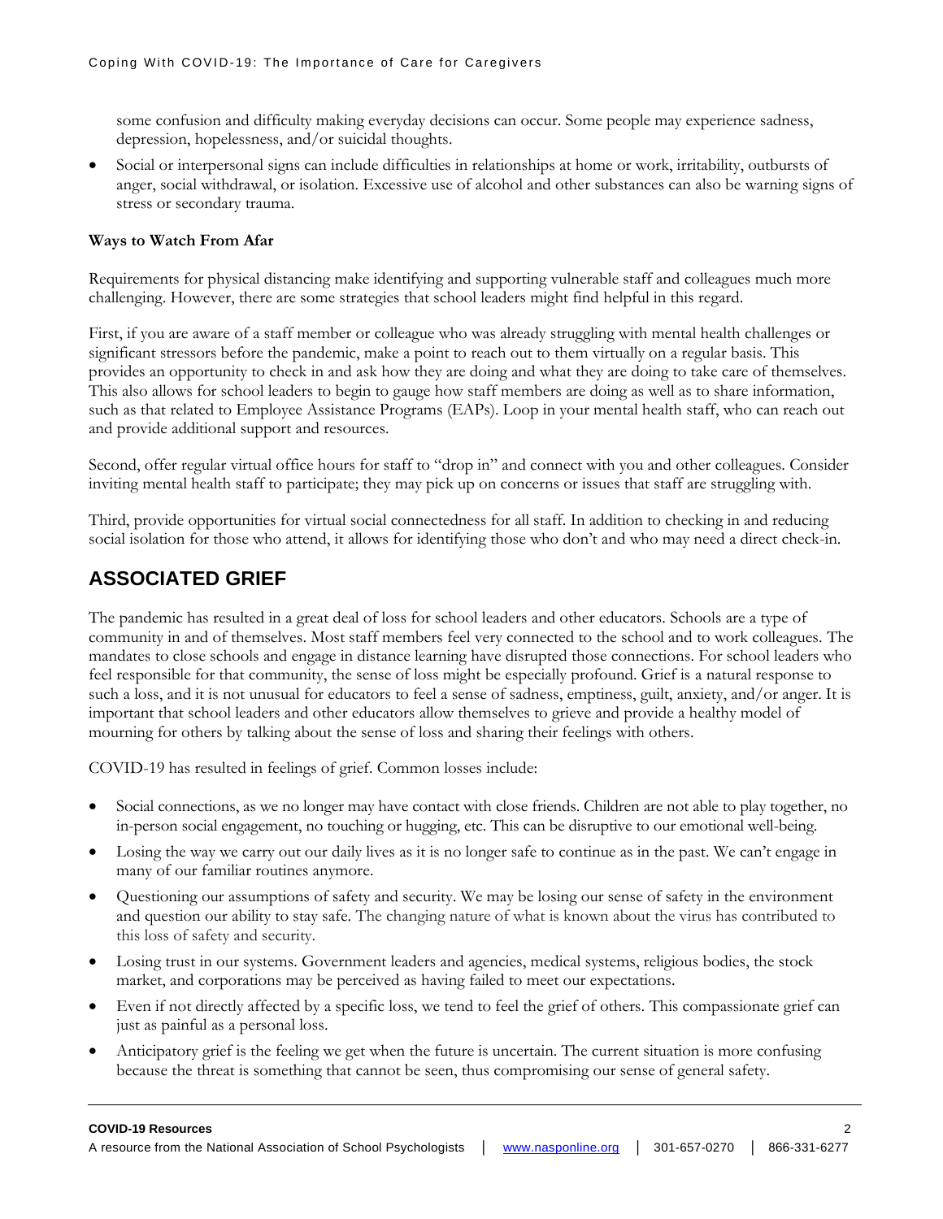some confusion and difficulty making everyday decisions can occur. Some people may experience sadness, depression, hopelessness, and/or suicidal thoughts.

- Social or interpersonal signs can include difficulties in relationships at home or work, irritability, outbursts of anger, social withdrawal, or isolation. Excessive use of alcohol and other substances can also be warning signs of stress or secondary trauma.

**Ways to Watch From Afar**

Requirements for physical distancing make identifying and supporting vulnerable staff and colleagues much more challenging. However, there are some strategies that school leaders might find helpful in this regard.

First, if you are aware of a staff member or colleague who was already struggling with mental health challenges or significant stressors before the pandemic, make a point to reach out to them virtually on a regular basis. This provides an opportunity to check in and ask how they are doing and what they are doing to take care of themselves. This also allows for school leaders to begin to gauge how staff members are doing as well as to share information, such as that related to Employee Assistance Programs (EAPs). Loop in your mental health staff, who can reach out and provide additional support and resources.

Second, offer regular virtual office hours for staff to "drop in" and connect with you and other colleagues. Consider inviting mental health staff to participate; they may pick up on concerns or issues that staff are struggling with.

Third, provide opportunities for virtual social connectedness for all staff. In addition to checking in and reducing social isolation for those who attend, it allows for identifying those who don't and who may need a direct check-in.

## ASSOCIATED GRIEF

The pandemic has resulted in a great deal of loss for school leaders and other educators. Schools are a type of community in and of themselves. Most staff members feel very connected to the school and to work colleagues. The mandates to close schools and engage in distance learning have disrupted those connections. For school leaders who feel responsible for that community, the sense of loss might be especially profound. Grief is a natural response to such a loss, and it is not unusual for educators to feel a sense of sadness, emptiness, guilt, anxiety, and/or anger. It is important that school leaders and other educators allow themselves to grieve and provide a healthy model of mourning for others by talking about the sense of loss and sharing their feelings with others.

COVID-19 has resulted in feelings of grief. Common losses include:

- Social connections, as we no longer may have contact with close friends. Children are not able to play together, no in-person social engagement, no touching or hugging, etc. This can be disruptive to our emotional well-being.
- Losing the way we carry out our daily lives as it is no longer safe to continue as in the past. We can't engage in many of our familiar routines anymore.
- Questioning our assumptions of safety and security. We may be losing our sense of safety in the environment and question our ability to stay safe. The changing nature of what is known about the virus has contributed to this loss of safety and security.
- Losing trust in our systems. Government leaders and agencies, medical systems, religious bodies, the stock market, and corporations may be perceived as having failed to meet our expectations.
- Even if not directly affected by a specific loss, we tend to feel the grief of others. This compassionate grief can just as painful as a personal loss.
- Anticipatory grief is the feeling we get when the future is uncertain. The current situation is more confusing because the threat is something that cannot be seen, thus compromising our sense of general safety.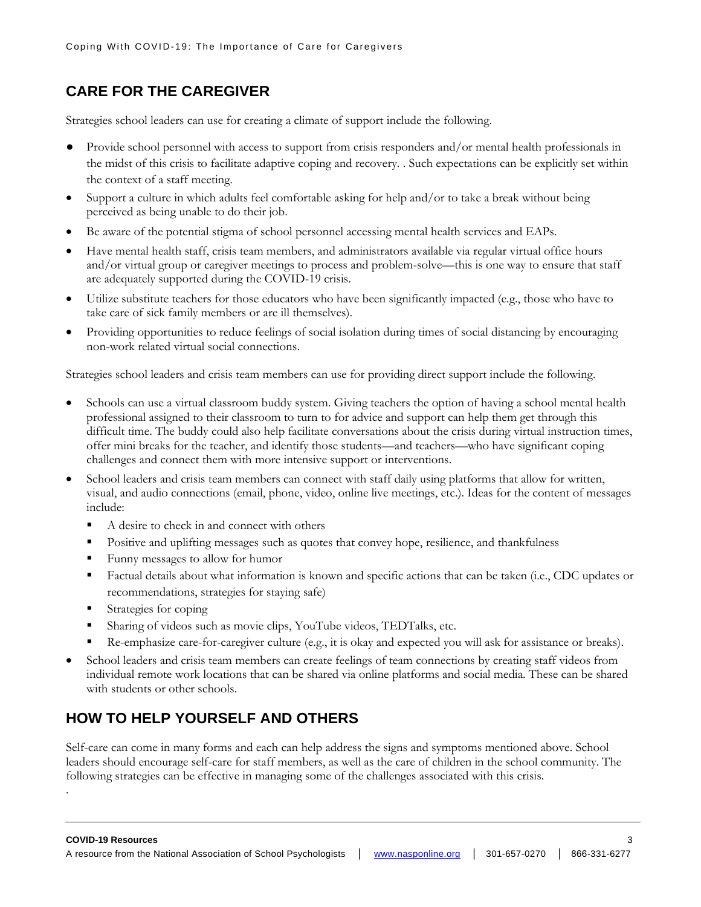## CARE FOR THE CAREGIVER

Strategies school leaders can use for creating a climate of support include the following.

- Provide school personnel with access to support from crisis responders and/or mental health professionals in the midst of this crisis to facilitate adaptive coping and recovery. . Such expectations can be explicitly set within the context of a staff meeting.
- Support a culture in which adults feel comfortable asking for help and/or to take a break without being perceived as being unable to do their job.
- Be aware of the potential stigma of school personnel accessing mental health services and EAPs.
- Have mental health staff, crisis team members, and administrators available via regular virtual office hours and/or virtual group or caregiver meetings to process and problem-solve—this is one way to ensure that staff are adequately supported during the COVID-19 crisis.
- Utilize substitute teachers for those educators who have been significantly impacted (e.g., those who have to take care of sick family members or are ill themselves).
- Providing opportunities to reduce feelings of social isolation during times of social distancing by encouraging non-work related virtual social connections.

Strategies school leaders and crisis team members can use for providing direct support include the following.

- Schools can use a virtual classroom buddy system. Giving teachers the option of having a school mental health professional assigned to their classroom to turn to for advice and support can help them get through this difficult time. The buddy could also help facilitate conversations about the crisis during virtual instruction times, offer mini breaks for the teacher, and identify those students—and teachers—who have significant coping challenges and connect them with more intensive support or interventions.
- School leaders and crisis team members can connect with staff daily using platforms that allow for written, visual, and audio connections (email, phone, video, online live meetings, etc.). Ideas for the content of messages include:
  - A desire to check in and connect with others
  - Positive and uplifting messages such as quotes that convey hope, resilience, and thankfulness
  - Funny messages to allow for humor
  - Factual details about what information is known and specific actions that can be taken (i.e., CDC updates or recommendations, strategies for staying safe)
  - Strategies for coping
  - Sharing of videos such as movie clips, YouTube videos, TEDTalks, etc.
  - Re-emphasize care-for-caregiver culture (e.g., it is okay and expected you will ask for assistance or breaks).
- School leaders and crisis team members can create feelings of team connections by creating staff videos from individual remote work locations that can be shared via online platforms and social media. These can be shared with students or other schools.

## HOW TO HELP YOURSELF AND OTHERS

Self-care can come in many forms and each can help address the signs and symptoms mentioned above. School leaders should encourage self-care for staff members, as well as the care of children in the school community. The following strategies can be effective in managing some of the challenges associated with this crisis.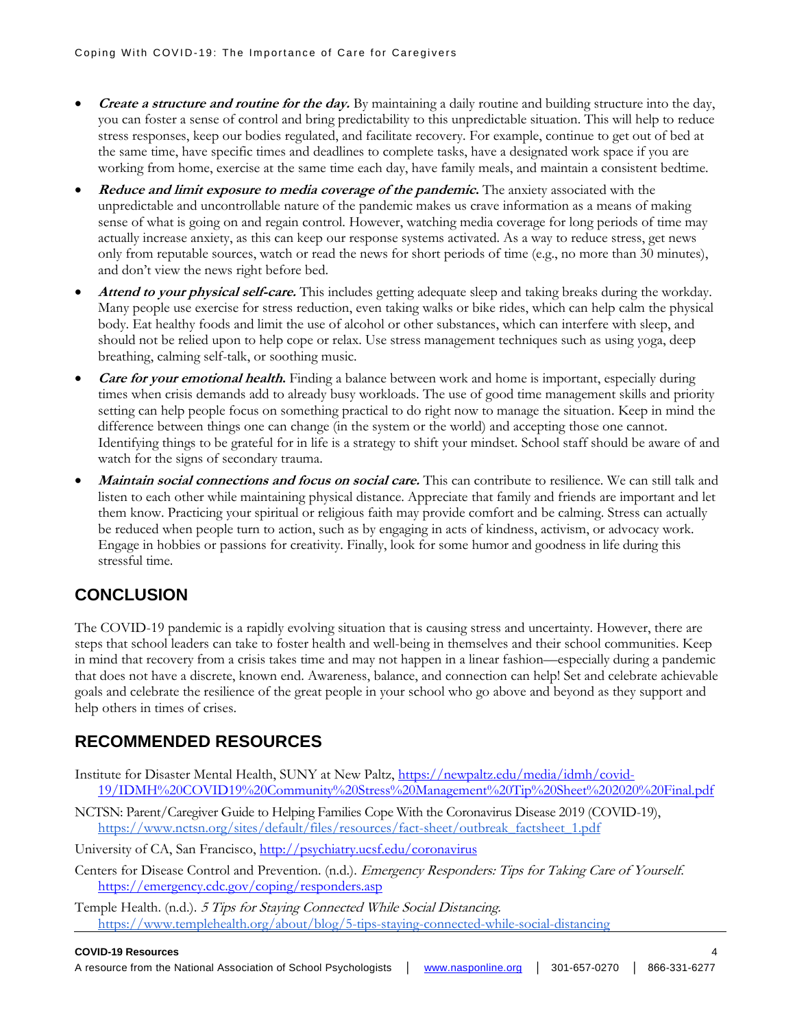- ***Create a structure and routine for the day.*** By maintaining a daily routine and building structure into the day, you can foster a sense of control and bring predictability to this unpredictable situation. This will help to reduce stress responses, keep our bodies regulated, and facilitate recovery. For example, continue to get out of bed at the same time, have specific times and deadlines to complete tasks, have a designated work space if you are working from home, exercise at the same time each day, have family meals, and maintain a consistent bedtime.
- ***Reduce and limit exposure to media coverage of the pandemic.*** The anxiety associated with the unpredictable and uncontrollable nature of the pandemic makes us crave information as a means of making sense of what is going on and regain control. However, watching media coverage for long periods of time may actually increase anxiety, as this can keep our response systems activated. As a way to reduce stress, get news only from reputable sources, watch or read the news for short periods of time (e.g., no more than 30 minutes), and don't view the news right before bed.
- ***Attend to your physical self-care.*** This includes getting adequate sleep and taking breaks during the workday. Many people use exercise for stress reduction, even taking walks or bike rides, which can help calm the physical body. Eat healthy foods and limit the use of alcohol or other substances, which can interfere with sleep, and should not be relied upon to help cope or relax. Use stress management techniques such as using yoga, deep breathing, calming self-talk, or soothing music.
- ***Care for your emotional health.*** Finding a balance between work and home is important, especially during times when crisis demands add to already busy workloads. The use of good time management skills and priority setting can help people focus on something practical to do right now to manage the situation. Keep in mind the difference between things one can change (in the system or the world) and accepting those one cannot. Identifying things to be grateful for in life is a strategy to shift your mindset. School staff should be aware of and watch for the signs of secondary trauma.
- ***Maintain social connections and focus on social care.*** This can contribute to resilience. We can still talk and listen to each other while maintaining physical distance. Appreciate that family and friends are important and let them know. Practicing your spiritual or religious faith may provide comfort and be calming. Stress can actually be reduced when people turn to action, such as by engaging in acts of kindness, activism, or advocacy work. Engage in hobbies or passions for creativity. Finally, look for some humor and goodness in life during this stressful time.

## CONCLUSION

The COVID-19 pandemic is a rapidly evolving situation that is causing stress and uncertainty. However, there are steps that school leaders can take to foster health and well-being in themselves and their school communities. Keep in mind that recovery from a crisis takes time and may not happen in a linear fashion—especially during a pandemic that does not have a discrete, known end. Awareness, balance, and connection can help! Set and celebrate achievable goals and celebrate the resilience of the great people in your school who go above and beyond as they support and help others in times of crises.

## RECOMMENDED RESOURCES

Institute for Disaster Mental Health, SUNY at New Paltz, https://newpaltz.edu/media/idmh/covid-19/IDMH%20COVID19%20Community%20Stress%20Management%20Tip%20Sheet%202020%20Final.pdf

NCTSN: Parent/Caregiver Guide to Helping Families Cope With the Coronavirus Disease 2019 (COVID-19), https://www.nctsn.org/sites/default/files/resources/fact-sheet/outbreak_factsheet_1.pdf

University of CA, San Francisco, http://psychiatry.ucsf.edu/coronavirus

Centers for Disease Control and Prevention. (n.d.). *Emergency Responders: Tips for Taking Care of Yourself.* https://emergency.cdc.gov/coping/responders.asp

Temple Health. (n.d.). *5 Tips for Staying Connected While Social Distancing.* https://www.templehealth.org/about/blog/5-tips-staying-connected-while-social-distancing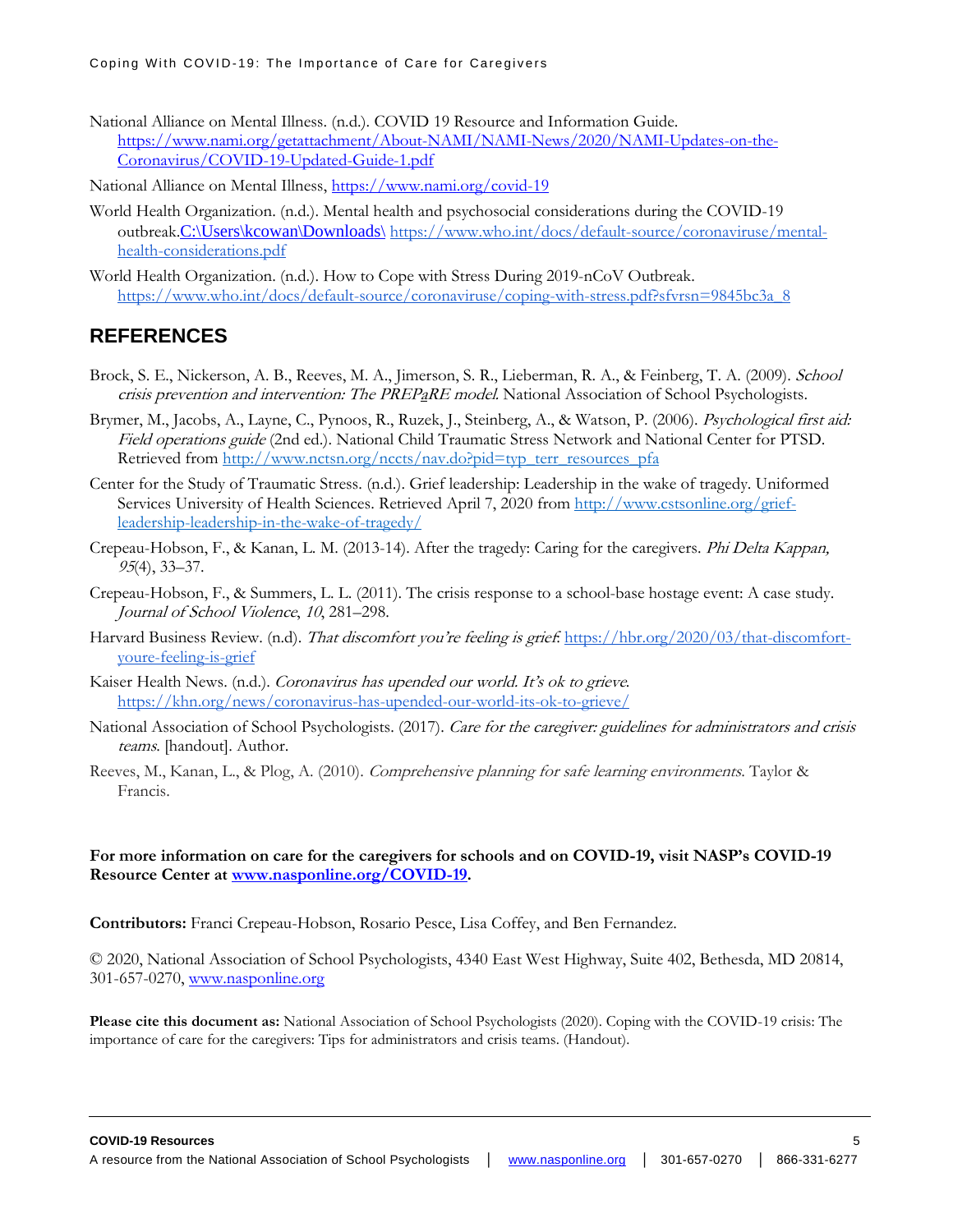National Alliance on Mental Illness. (n.d.). COVID 19 Resource and Information Guide. https://www.nami.org/getattachment/About-NAMI/NAMI-News/2020/NAMI-Updates-on-the-Coronavirus/COVID-19-Updated-Guide-1.pdf

National Alliance on Mental Illness, https://www.nami.org/covid-19

World Health Organization. (n.d.). Mental health and psychosocial considerations during the COVID-19 outbreak.C:\Users\kcowan\Downloads\ https://www.who.int/docs/default-source/coronaviruse/mental-health-considerations.pdf

World Health Organization. (n.d.). How to Cope with Stress During 2019-nCoV Outbreak. https://www.who.int/docs/default-source/coronaviruse/coping-with-stress.pdf?sfvrsn=9845bc3a_8

## REFERENCES

Brock, S. E., Nickerson, A. B., Reeves, M. A., Jimerson, S. R., Lieberman, R. A., & Feinberg, T. A. (2009). *School crisis prevention and intervention: The PREPaRE model.* National Association of School Psychologists.

Brymer, M., Jacobs, A., Layne, C., Pynoos, R., Ruzek, J., Steinberg, A., & Watson, P. (2006). *Psychological first aid: Field operations guide* (2nd ed.). National Child Traumatic Stress Network and National Center for PTSD. Retrieved from http://www.nctsn.org/nccts/nav.do?pid=typ_terr_resources_pfa

Center for the Study of Traumatic Stress. (n.d.). Grief leadership: Leadership in the wake of tragedy. Uniformed Services University of Health Sciences. Retrieved April 7, 2020 from http://www.cstsonline.org/grief-leadership-leadership-in-the-wake-of-tragedy/

Crepeau-Hobson, F., & Kanan, L. M. (2013-14). After the tragedy: Caring for the caregivers. *Phi Delta Kappan, 95*(4), 33–37.

Crepeau-Hobson, F., & Summers, L. L. (2011). The crisis response to a school-base hostage event: A case study. *Journal of School Violence*, *10*, 281–298.

Harvard Business Review. (n.d). *That discomfort you're feeling is grief.* https://hbr.org/2020/03/that-discomfort-youre-feeling-is-grief

Kaiser Health News. (n.d.). *Coronavirus has upended our world. It's ok to grieve.* https://khn.org/news/coronavirus-has-upended-our-world-its-ok-to-grieve/

National Association of School Psychologists. (2017). *Care for the caregiver: guidelines for administrators and crisis teams.* [handout]. Author.

Reeves, M., Kanan, L., & Plog, A. (2010). *Comprehensive planning for safe learning environments.* Taylor & Francis.

**For more information on care for the caregivers for schools and on COVID-19, visit NASP's COVID-19 Resource Center at www.nasponline.org/COVID-19.**

**Contributors:** Franci Crepeau-Hobson, Rosario Pesce, Lisa Coffey, and Ben Fernandez.

© 2020, National Association of School Psychologists, 4340 East West Highway, Suite 402, Bethesda, MD 20814, 301-657-0270, www.nasponline.org

**Please cite this document as:** National Association of School Psychologists (2020). Coping with the COVID-19 crisis: The importance of care for the caregivers: Tips for administrators and crisis teams. (Handout).